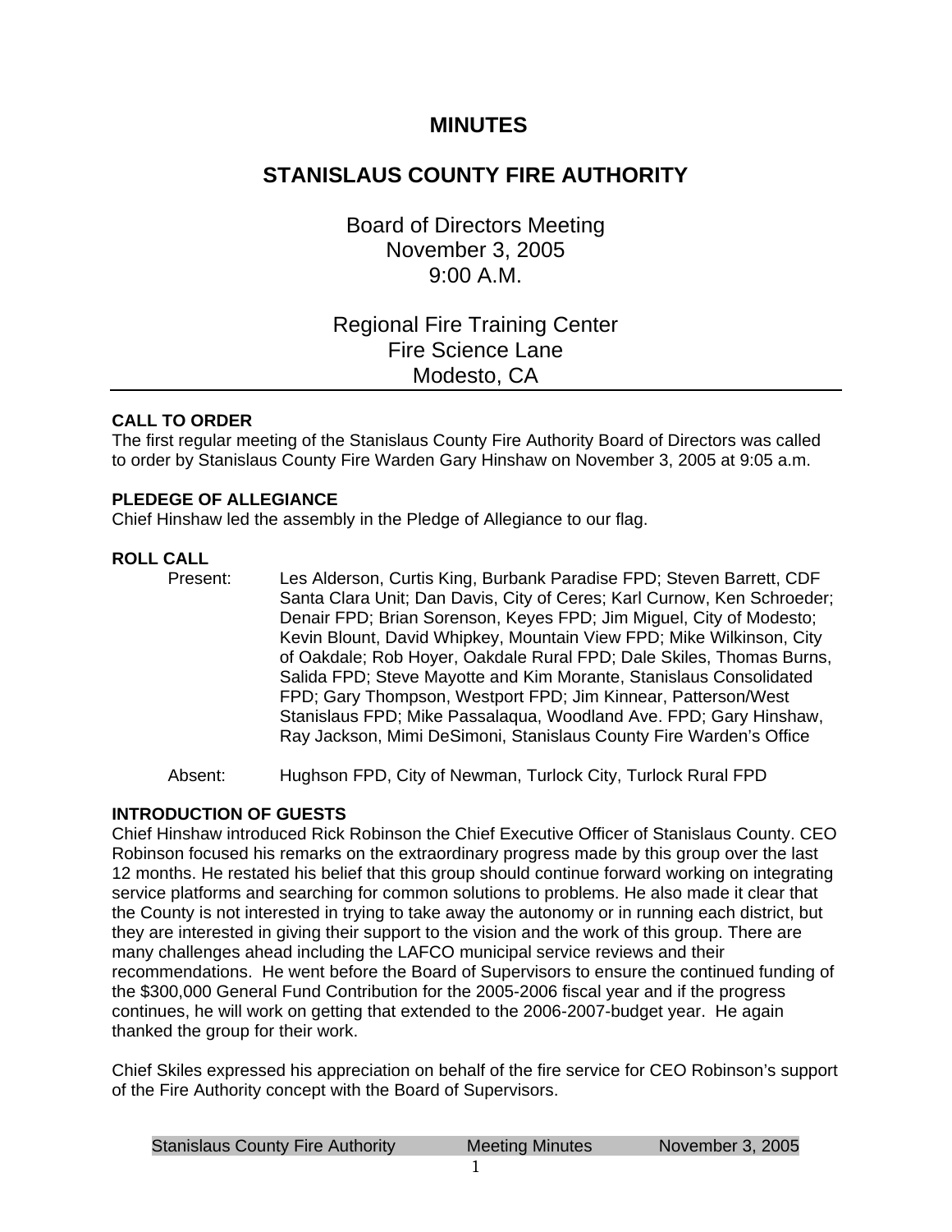# MINUTES

# STANISLAUS COUNTY FIRE AUTHORITY

Board of Directors Meeting
November 3, 2005
9:00 A.M.

Regional Fire Training Center
Fire Science Lane
Modesto, CA

---

**CALL TO ORDER**
The first regular meeting of the Stanislaus County Fire Authority Board of Directors was called to order by Stanislaus County Fire Warden Gary Hinshaw on November 3, 2005 at 9:05 a.m.

**PLEDGE OF ALLEGIANCE**
Chief Hinshaw led the assembly in the Pledge of Allegiance to our flag.

**ROLL CALL**

Present: Les Alderson, Curtis King, Burbank Paradise FPD; Steven Barrett, CDF Santa Clara Unit; Dan Davis, City of Ceres; Karl Curnow, Ken Schroeder; Denair FPD; Brian Sorenson, Keyes FPD; Jim Miguel, City of Modesto; Kevin Blount, David Whipkey, Mountain View FPD; Mike Wilkinson, City of Oakdale; Rob Hoyer, Oakdale Rural FPD; Dale Skiles, Thomas Burns, Salida FPD; Steve Mayotte and Kim Morante, Stanislaus Consolidated FPD; Gary Thompson, Westport FPD; Jim Kinnear, Patterson/West Stanislaus FPD; Mike Passalaqua, Woodland Ave. FPD; Gary Hinshaw, Ray Jackson, Mimi DeSimoni, Stanislaus County Fire Warden's Office

Absent: Hughson FPD, City of Newman, Turlock City, Turlock Rural FPD

**INTRODUCTION OF GUESTS**
Chief Hinshaw introduced Rick Robinson the Chief Executive Officer of Stanislaus County. CEO Robinson focused his remarks on the extraordinary progress made by this group over the last 12 months. He restated his belief that this group should continue forward working on integrating service platforms and searching for common solutions to problems. He also made it clear that the County is not interested in trying to take away the autonomy or in running each district, but they are interested in giving their support to the vision and the work of this group. There are many challenges ahead including the LAFCO municipal service reviews and their recommendations. He went before the Board of Supervisors to ensure the continued funding of the $300,000 General Fund Contribution for the 2005-2006 fiscal year and if the progress continues, he will work on getting that extended to the 2006-2007-budget year. He again thanked the group for their work.

Chief Skiles expressed his appreciation on behalf of the fire service for CEO Robinson's support of the Fire Authority concept with the Board of Supervisors.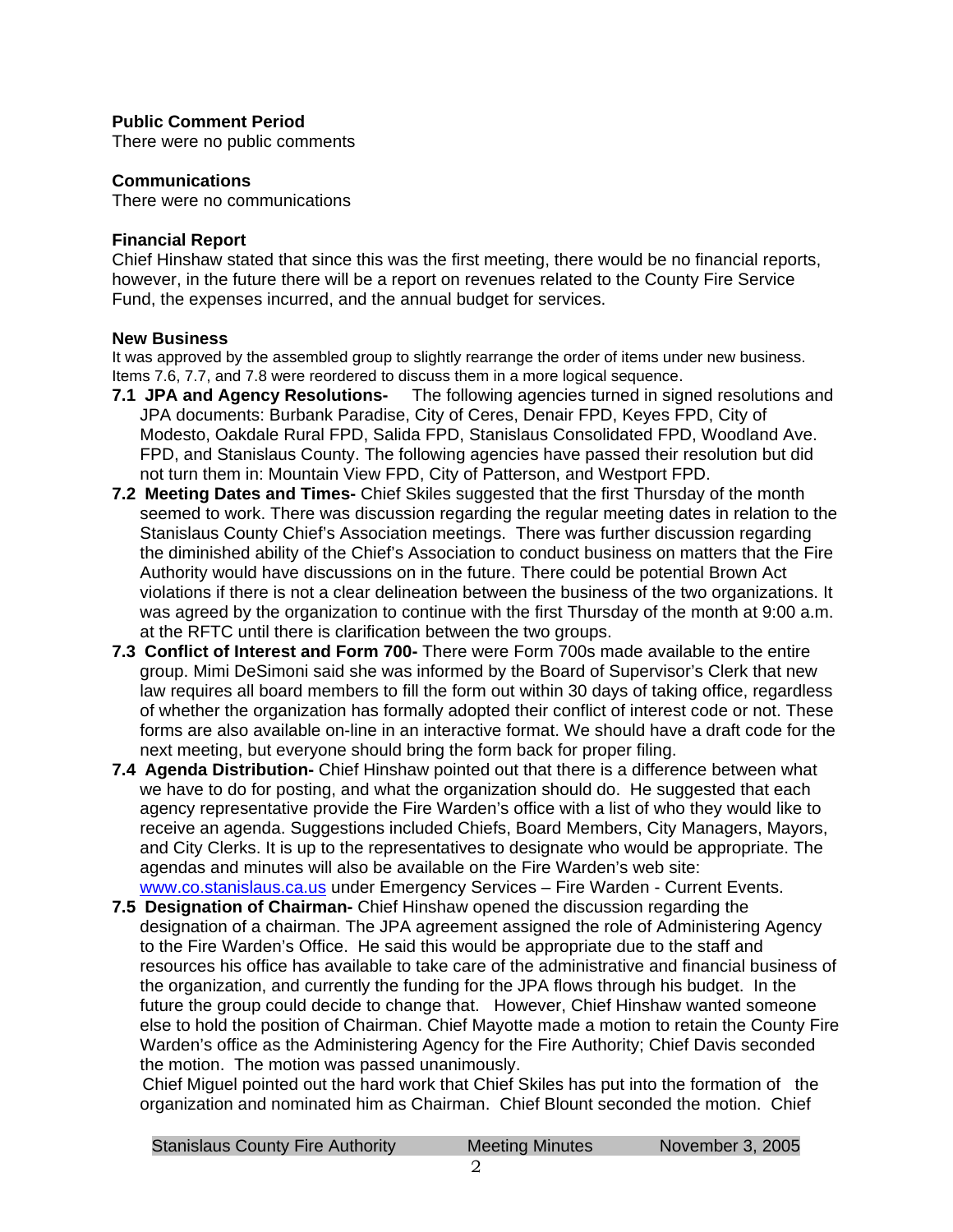**Public Comment Period**
There were no public comments

**Communications**
There were no communications

**Financial Report**
Chief Hinshaw stated that since this was the first meeting, there would be no financial reports, however, in the future there will be a report on revenues related to the County Fire Service Fund, the expenses incurred, and the annual budget for services.

**New Business**
It was approved by the assembled group to slightly rearrange the order of items under new business. Items 7.6, 7.7, and 7.8 were reordered to discuss them in a more logical sequence.

**7.1 JPA and Agency Resolutions-** The following agencies turned in signed resolutions and JPA documents: Burbank Paradise, City of Ceres, Denair FPD, Keyes FPD, City of Modesto, Oakdale Rural FPD, Salida FPD, Stanislaus Consolidated FPD, Woodland Ave. FPD, and Stanislaus County. The following agencies have passed their resolution but did not turn them in: Mountain View FPD, City of Patterson, and Westport FPD.

**7.2 Meeting Dates and Times-** Chief Skiles suggested that the first Thursday of the month seemed to work. There was discussion regarding the regular meeting dates in relation to the Stanislaus County Chief's Association meetings. There was further discussion regarding the diminished ability of the Chief's Association to conduct business on matters that the Fire Authority would have discussions on in the future. There could be potential Brown Act violations if there is not a clear delineation between the business of the two organizations. It was agreed by the organization to continue with the first Thursday of the month at 9:00 a.m. at the RFTC until there is clarification between the two groups.

**7.3 Conflict of Interest and Form 700-** There were Form 700s made available to the entire group. Mimi DeSimoni said she was informed by the Board of Supervisor's Clerk that new law requires all board members to fill the form out within 30 days of taking office, regardless of whether the organization has formally adopted their conflict of interest code or not. These forms are also available on-line in an interactive format. We should have a draft code for the next meeting, but everyone should bring the form back for proper filing.

**7.4 Agenda Distribution-** Chief Hinshaw pointed out that there is a difference between what we have to do for posting, and what the organization should do. He suggested that each agency representative provide the Fire Warden's office with a list of who they would like to receive an agenda. Suggestions included Chiefs, Board Members, City Managers, Mayors, and City Clerks. It is up to the representatives to designate who would be appropriate. The agendas and minutes will also be available on the Fire Warden's web site: www.co.stanislaus.ca.us under Emergency Services – Fire Warden - Current Events.

**7.5 Designation of Chairman-** Chief Hinshaw opened the discussion regarding the designation of a chairman. The JPA agreement assigned the role of Administering Agency to the Fire Warden's Office. He said this would be appropriate due to the staff and resources his office has available to take care of the administrative and financial business of the organization, and currently the funding for the JPA flows through his budget. In the future the group could decide to change that. However, Chief Hinshaw wanted someone else to hold the position of Chairman. Chief Mayotte made a motion to retain the County Fire Warden's office as the Administering Agency for the Fire Authority; Chief Davis seconded the motion. The motion was passed unanimously.

Chief Miguel pointed out the hard work that Chief Skiles has put into the formation of the organization and nominated him as Chairman. Chief Blount seconded the motion. Chief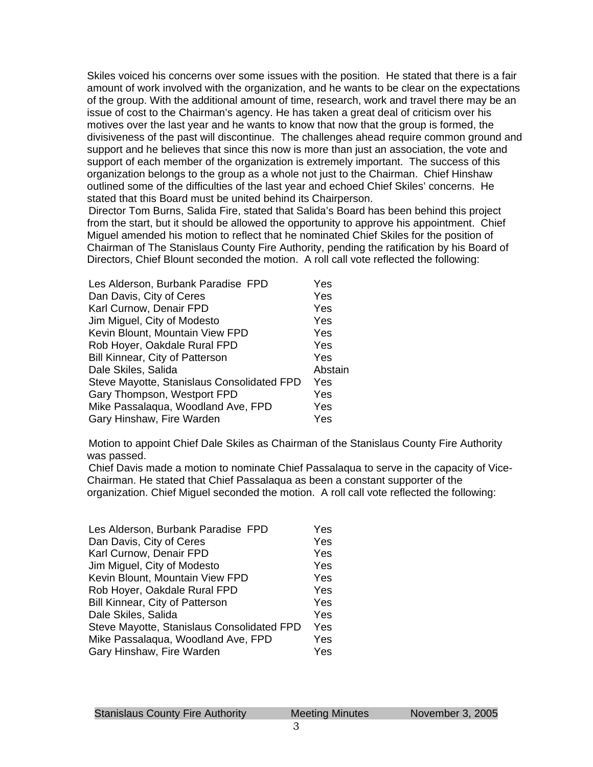Skiles voiced his concerns over some issues with the position. He stated that there is a fair amount of work involved with the organization, and he wants to be clear on the expectations of the group. With the additional amount of time, research, work and travel there may be an issue of cost to the Chairman's agency. He has taken a great deal of criticism over his motives over the last year and he wants to know that now that the group is formed, the divisiveness of the past will discontinue. The challenges ahead require common ground and support and he believes that since this now is more than just an association, the vote and support of each member of the organization is extremely important. The success of this organization belongs to the group as a whole not just to the Chairman. Chief Hinshaw outlined some of the difficulties of the last year and echoed Chief Skiles' concerns. He stated that this Board must be united behind its Chairperson.

Director Tom Burns, Salida Fire, stated that Salida's Board has been behind this project from the start, but it should be allowed the opportunity to approve his appointment. Chief Miguel amended his motion to reflect that he nominated Chief Skiles for the position of Chairman of The Stanislaus County Fire Authority, pending the ratification by his Board of Directors, Chief Blount seconded the motion. A roll call vote reflected the following:

| | |
|---|---|
| Les Alderson, Burbank Paradise FPD | Yes |
| Dan Davis, City of Ceres | Yes |
| Karl Curnow, Denair FPD | Yes |
| Jim Miguel, City of Modesto | Yes |
| Kevin Blount, Mountain View FPD | Yes |
| Rob Hoyer, Oakdale Rural FPD | Yes |
| Bill Kinnear, City of Patterson | Yes |
| Dale Skiles, Salida | Abstain |
| Steve Mayotte, Stanislaus Consolidated FPD | Yes |
| Gary Thompson, Westport FPD | Yes |
| Mike Passalaqua, Woodland Ave, FPD | Yes |
| Gary Hinshaw, Fire Warden | Yes |

Motion to appoint Chief Dale Skiles as Chairman of the Stanislaus County Fire Authority was passed.

Chief Davis made a motion to nominate Chief Passalaqua to serve in the capacity of Vice-Chairman. He stated that Chief Passalaqua as been a constant supporter of the organization. Chief Miguel seconded the motion. A roll call vote reflected the following:

| | |
|---|---|
| Les Alderson, Burbank Paradise FPD | Yes |
| Dan Davis, City of Ceres | Yes |
| Karl Curnow, Denair FPD | Yes |
| Jim Miguel, City of Modesto | Yes |
| Kevin Blount, Mountain View FPD | Yes |
| Rob Hoyer, Oakdale Rural FPD | Yes |
| Bill Kinnear, City of Patterson | Yes |
| Dale Skiles, Salida | Yes |
| Steve Mayotte, Stanislaus Consolidated FPD | Yes |
| Mike Passalaqua, Woodland Ave, FPD | Yes |
| Gary Hinshaw, Fire Warden | Yes |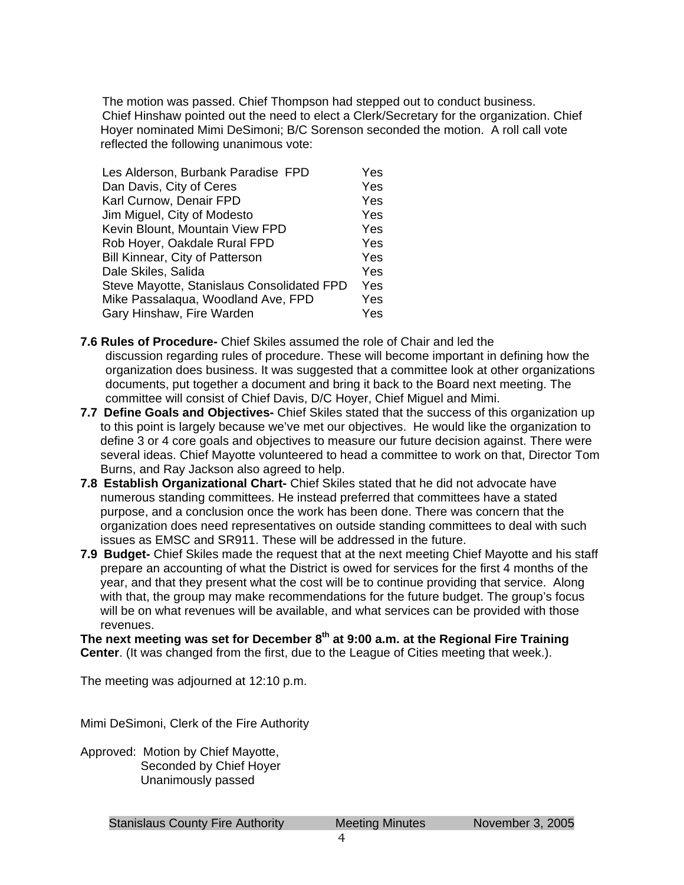The motion was passed. Chief Thompson had stepped out to conduct business. Chief Hinshaw pointed out the need to elect a Clerk/Secretary for the organization. Chief Hoyer nominated Mimi DeSimoni; B/C Sorenson seconded the motion. A roll call vote reflected the following unanimous vote:

| | |
|---|---|
| Les Alderson, Burbank Paradise FPD | Yes |
| Dan Davis, City of Ceres | Yes |
| Karl Curnow, Denair FPD | Yes |
| Jim Miguel, City of Modesto | Yes |
| Kevin Blount, Mountain View FPD | Yes |
| Rob Hoyer, Oakdale Rural FPD | Yes |
| Bill Kinnear, City of Patterson | Yes |
| Dale Skiles, Salida | Yes |
| Steve Mayotte, Stanislaus Consolidated FPD | Yes |
| Mike Passalaqua, Woodland Ave, FPD | Yes |
| Gary Hinshaw, Fire Warden | Yes |

**7.6 Rules of Procedure-** Chief Skiles assumed the role of Chair and led the discussion regarding rules of procedure. These will become important in defining how the organization does business. It was suggested that a committee look at other organizations documents, put together a document and bring it back to the Board next meeting. The committee will consist of Chief Davis, D/C Hoyer, Chief Miguel and Mimi.

**7.7 Define Goals and Objectives-** Chief Skiles stated that the success of this organization up to this point is largely because we've met our objectives. He would like the organization to define 3 or 4 core goals and objectives to measure our future decision against. There were several ideas. Chief Mayotte volunteered to head a committee to work on that, Director Tom Burns, and Ray Jackson also agreed to help.

**7.8 Establish Organizational Chart-** Chief Skiles stated that he did not advocate have numerous standing committees. He instead preferred that committees have a stated purpose, and a conclusion once the work has been done. There was concern that the organization does need representatives on outside standing committees to deal with such issues as EMSC and SR911. These will be addressed in the future.

**7.9 Budget-** Chief Skiles made the request that at the next meeting Chief Mayotte and his staff prepare an accounting of what the District is owed for services for the first 4 months of the year, and that they present what the cost will be to continue providing that service. Along with that, the group may make recommendations for the future budget. The group's focus will be on what revenues will be available, and what services can be provided with those revenues.

**The next meeting was set for December 8th at 9:00 a.m. at the Regional Fire Training Center**. (It was changed from the first, due to the League of Cities meeting that week.).

The meeting was adjourned at 12:10 p.m.

Mimi DeSimoni, Clerk of the Fire Authority

Approved: Motion by Chief Mayotte,
Seconded by Chief Hoyer
Unanimously passed